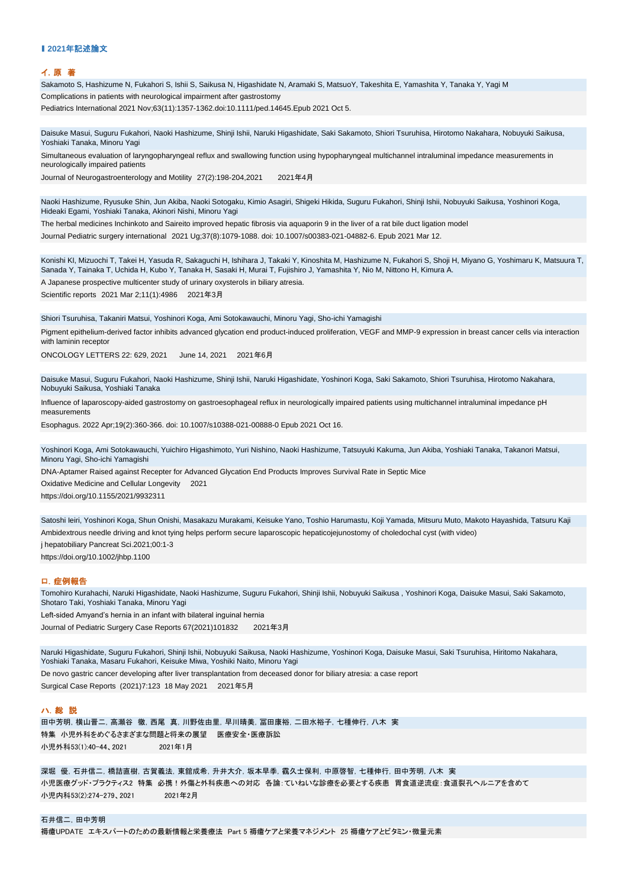## Ⅰ 2021年記述論文

### イ. 原　著

Sakamoto S, Hashizume N, Fukahori S, Ishii S, Saikusa N, Higashidate N, Aramaki S, MatsuoY, Takeshita E, Yamashita Y, Tanaka Y, Yagi M

Complications in patients with neurological impairment after gastrostomy

Pediatrics International 2021 Nov;63(11):1357-1362.doi:10.1111/ped.14645.Epub 2021 Oct 5.

Daisuke Masui, Suguru Fukahori, Naoki Hashizume, Shinji Ishii, Naruki Higashidate, Saki Sakamoto, Shiori Tsuruhisa, Hirotomo Nakahara, Nobuyuki Saikusa, Yoshiaki Tanaka, Minoru Yagi

Simultaneous evaluation of laryngopharyngeal reflux and swallowing function using hypopharyngeal multichannel intraluminal impedance measurements in neurologically impaired patients

Journal of Neurogastroenterology and Motility　27(2):198-204,2021　　2021年4月

Naoki Hashizume, Ryusuke Shin, Jun Akiba, Naoki Sotogaku, Kimio Asagiri, Shigeki Hikida, Suguru Fukahori, Shinji Ishii, Nobuyuki Saikusa, Yoshinori Koga, Hideaki Egami, Yoshiaki Tanaka, Akinori Nishi, Minoru Yagi

The herbal medicines Inchinkoto and Saireito improved hepatic fibrosis via aquaporin 9 in the liver of a rat bile duct ligation model

Journal Pediatric surgery international　2021 Ug;37(8):1079-1088. doi: 10.1007/s00383-021-04882-6. Epub 2021 Mar 12.

Konishi KI, Mizuochi T, Takei H, Yasuda R, Sakaguchi H, Ishihara J, Takaki Y, Kinoshita M, Hashizume N, Fukahori S, Shoji H, Miyano G, Yoshimaru K, Matsuura T, Sanada Y, Tainaka T, Uchida H, Kubo Y, Tanaka H, Sasaki H, Murai T, Fujishiro J, Yamashita Y, Nio M, Nittono H, Kimura A.

A Japanese prospective multicenter study of urinary oxysterols in biliary atresia.

Scientific reports　2021 Mar 2;11(1):4986　 2021年3月

Shiori Tsuruhisa, Takaniri Matsui, Yoshinori Koga, Ami Sotokawauchi, Minoru Yagi, Sho-ichi Yamagishi

Pigment epithelium-derived factor inhibits advanced glycation end product-induced proliferation, VEGF and MMP-9 expression in breast cancer cells via interaction with laminin receptor

ONCOLOGY LETTERS 22: 629, 2021　 June 14, 2021　 2021年6月

Daisuke Masui, Suguru Fukahori, Naoki Hashizume, Shinji Ishii, Naruki Higashidate, Yoshinori Koga, Saki Sakamoto, Shiori Tsuruhisa, Hirotomo Nakahara, Nobuyuki Saikusa, Yoshiaki Tanaka

Influence of laparoscopy-aided gastrostomy on gastroesophageal reflux in neurologically impaired patients using multichannel intraluminal impedance pH measurements

Esophagus. 2022 Apr;19(2):360-366. doi: 10.1007/s10388-021-00888-0 Epub 2021 Oct 16.

Yoshinori Koga, Ami Sotokawauchi, Yuichiro Higashimoto, Yuri Nishino, Naoki Hashizume, Tatsuyuki Kakuma, Jun Akiba, Yoshiaki Tanaka, Takanori Matsui, Minoru Yagi, Sho-ichi Yamagishi

DNA-Aptamer Raised against Recepter for Advanced Glycation End Products Improves Survival Rate in Septic Mice

Oxidative Medicine and Cellular Longevity　 2021

https://doi.org/10.1155/2021/9932311

Satoshi Ieiri, Yoshinori Koga, Shun Onishi, Masakazu Murakami, Keisuke Yano, Toshio Harumastu, Koji Yamada, Mitsuru Muto, Makoto Hayashida, Tatsuru Kaji

Ambidextrous needle driving and knot tying helps perform secure laparoscopic hepaticojejunostomy of choledochal cyst (with video)

j hepatobiliary Pancreat Sci.2021;00:1-3

https://doi.org/10.1002/jhbp.1100

### ロ. 症例報告

Tomohiro Kurahachi, Naruki Higashidate, Naoki Hashizume, Suguru Fukahori, Shinji Ishii, Nobuyuki Saikusa , Yoshinori Koga, Daisuke Masui, Saki Sakamoto, Shotaro Taki, Yoshiaki Tanaka, Minoru Yagi

Left-sided Amyand's hernia in an infant with bilateral inguinal hernia

Journal of Pediatric Surgery Case Reports 67(2021)101832　　2021年3月

Naruki Higashidate, Suguru Fukahori, Shinji Ishii, Nobuyuki Saikusa, Naoki Hashizume, Yoshinori Koga, Daisuke Masui, Saki Tsuruhisa, Hiritomo Nakahara, Yoshiaki Tanaka, Masaru Fukahori, Keisuke Miwa, Yoshiki Naito, Minoru Yagi

De novo gastric cancer developing after liver transplantation from deceased donor for biliary atresia: a case report

Surgical Case Reports (2021)7:123 18 May 2021　 2021年5月

### ハ. 総　説

田中芳明, 横山晋二, 高瀬谷　徹, 西尾　真, 川野佐由里, 早川晴美, 冨田康裕, 二田水裕子, 七種伸行, 八木　実

特集　小児外科をめぐるさまざまな問題と将来の展望　医療安全・医療訴訟

小児外科53(1):40-44、2021　　　　2021年1月

深堀　優, 石井信二, 橋詰直樹, 古賀義法, 東舘成希, 升井大介, 坂本早季, 靍久士保利, 中原啓智, 七種伸行, 田中芳明, 八木　実

小児医療グッド・プラクティス2　特集　必携！外傷と外科疾患への対応　各論：ていねいな診療を必要とする疾患　胃食道逆流症：食道裂孔ヘルニアを含めて

小児内科53(2):274-279、2021　　　　2021年2月

石井信二, 田中芳明

褥瘡UPDATE　エキスパートのための最新情報と栄養療法　Part 5 褥瘡ケアと栄養マネジメント　25 褥瘡ケアとビタミン・微量元素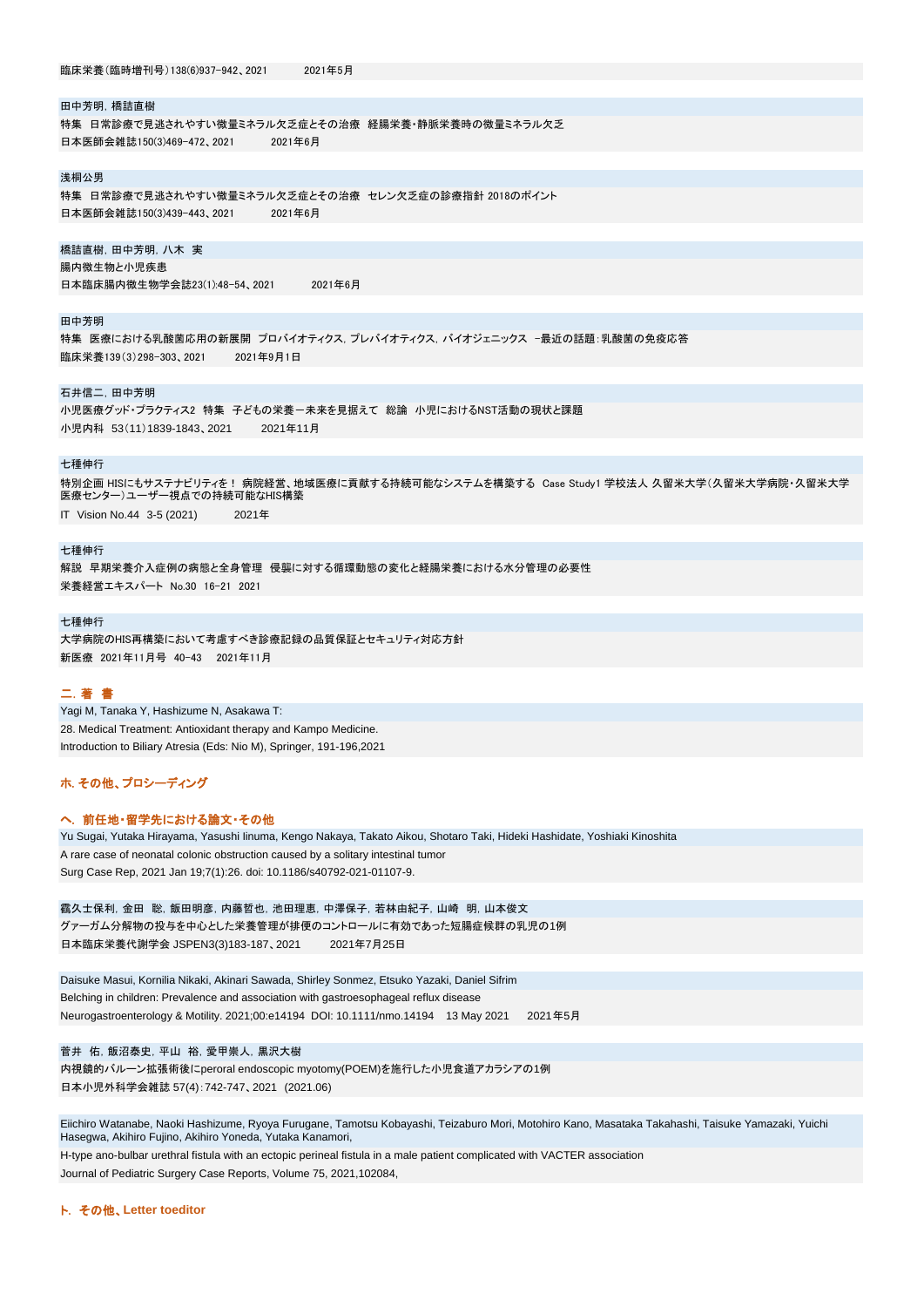臨床栄養(臨時増刊号)138(6)937-942、2021　　2021年5月

田中芳明, 橋詰直樹
特集　日常診療で見逃されやすい微量ミネラル欠乏症とその治療　経腸栄養・静脈栄養時の微量ミネラル欠乏
日本医師会雑誌150(3)469-472、2021　　2021年6月

浅桐公男
特集　日常診療で見逃されやすい微量ミネラル欠乏症とその治療　セレン欠乏症の診療指針 2018のポイント
日本医師会雑誌150(3)439-443、2021　　2021年6月

橋詰直樹, 田中芳明, 八木　実
腸内微生物と小児疾患
日本臨床腸内微生物学会誌23(1):48-54、2021　　2021年6月

田中芳明
特集　医療における乳酸菌応用の新展開　プロバイオティクス, プレバイオティクス, バイオジェニックス　-最近の話題:乳酸菌の免疫応答
臨床栄養139(3)298-303、2021　　2021年9月1日

石井信二, 田中芳明
小児医療グッド･プラクティス2　特集　子どもの栄養ー未来を見据えて　総論　小児におけるNST活動の現状と課題
小児内科　53(11)1839-1843、2021　　2021年11月

七種伸行
特別企画 HISにもサステナビリティを！ 病院経営、地域医療に貢献する持続可能なシステムを構築する　Case Study1 学校法人 久留米大学(久留米大学病院・久留米大学医療センター)ユーザー視点での持続可能なHIS構築
IT　Vision No.44　3-5 (2021)　　2021年

七種伸行
解説　早期栄養介入症例の病態と全身管理　侵襲に対する循環動態の変化と経腸栄養における水分管理の必要性
栄養経営エキスパート　No.30　16-21　2021

七種伸行
大学病院のHIS再構築において考慮すべき診療記録の品質保証とセキュリティ対応方針
新医療　2021年11月号　40-43　　2021年11月

## ニ. 著　書

Yagi M, Tanaka Y, Hashizume N, Asakawa T:
28. Medical Treatment: Antioxidant therapy and Kampo Medicine.
Introduction to Biliary Atresia (Eds: Nio M), Springer, 191-196,2021

## ホ. その他、プロシーディング

## ヘ.　前任地・留学先における論文・その他

Yu Sugai, Yutaka Hirayama, Yasushi Iinuma, Kengo Nakaya, Takato Aikou, Shotaro Taki, Hideki Hashidate, Yoshiki Kinoshita
A rare case of neonatal colonic obstruction caused by a solitary intestinal tumor
Surg Case Rep, 2021 Jan 19;7(1):26. doi: 10.1186/s40792-021-01107-9.

靍久士保利, 金田　聡, 飯田明彦, 内藤哲也, 池田理恵, 中澤保子, 若林由紀子, 山崎　明, 山本俊文
グァーガム分解物の投与を中心とした栄養管理が排便のコントロールに有効であった短腸症候群の乳児の1例
日本臨床栄養代謝学会 JSPEN3(3)183-187、2021　　2021年7月25日

Daisuke Masui, Kornilia Nikaki, Akinari Sawada, Shirley Sonmez, Etsuko Yazaki, Daniel Sifrim
Belching in children: Prevalence and association with gastroesophageal reflux disease
Neurogastroenterology & Motility. 2021;00:e14194　DOI: 10.1111/nmo.14194　13 May 2021　　2021年5月

菅井　佑, 飯沼泰史, 平山　裕, 愛甲崇人, 黒沢大樹
内視鏡的バルーン拡張術後にperoral endoscopic myotomy(POEM)を施行した小児食道アカラシアの1例
日本小児外科学会雑誌 57(4):742-747、2021　(2021.06)

Eiichiro Watanabe, Naoki Hashizume, Ryoya Furugane, Tamotsu Kobayashi, Teizaburo Mori, Motohiro Kano, Masataka Takahashi, Taisuke Yamazaki, Yuichi Hasegwa, Akihiro Fujino, Akihiro Yoneda, Yutaka Kanamori,
H-type ano-bulbar urethral fistula with an ectopic perineal fistula in a male patient complicated with VACTER association
Journal of Pediatric Surgery Case Reports, Volume 75, 2021,102084,

## ト.　その他、Letter toeditor